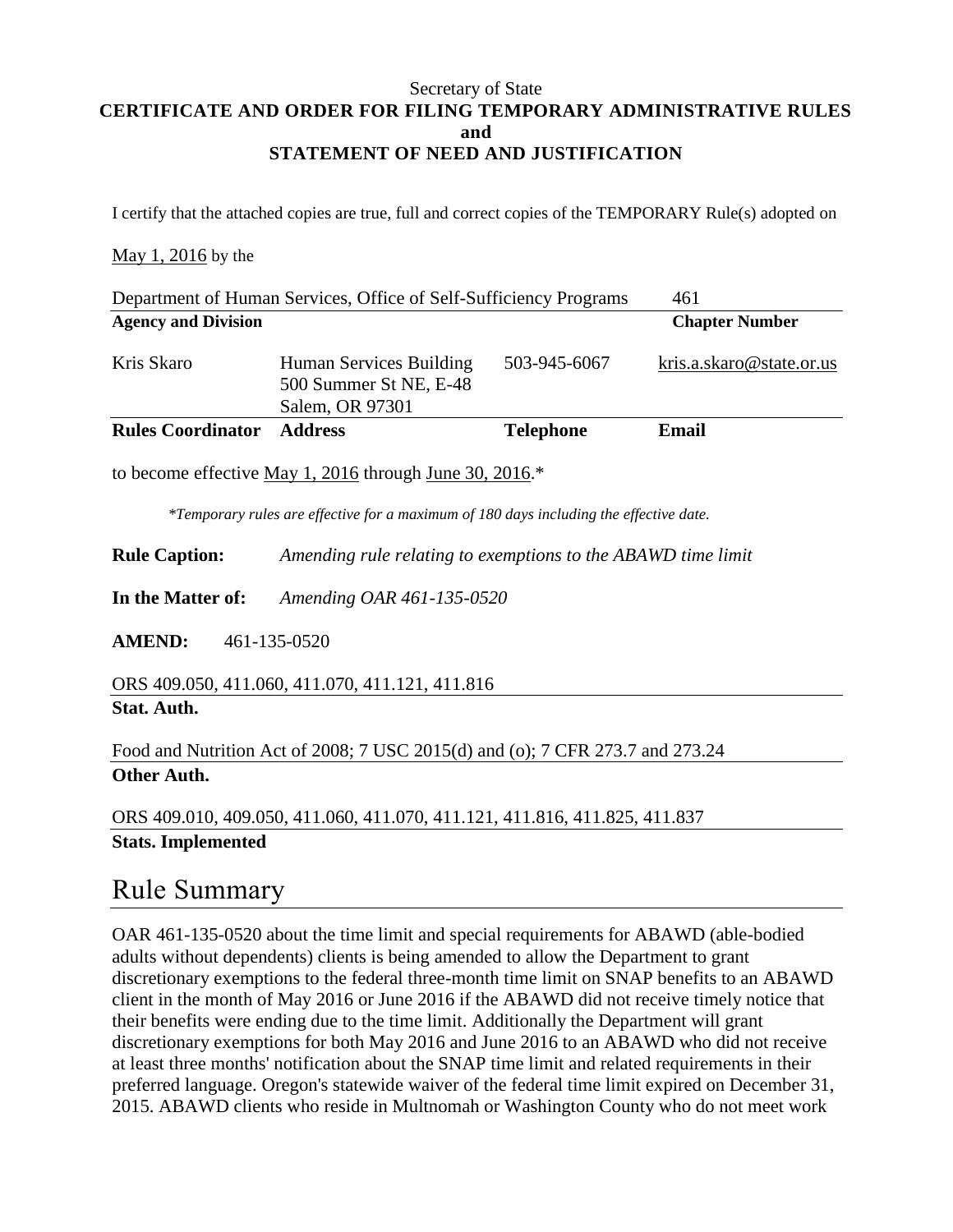Secretary of State

**CERTIFICATE AND ORDER FOR FILING TEMPORARY ADMINISTRATIVE RULES**
**and**
**STATEMENT OF NEED AND JUSTIFICATION**

I certify that the attached copies are true, full and correct copies of the TEMPORARY Rule(s) adopted on

May 1, 2016 by the

| Department of Human Services, Office of Self-Sufficiency Programs | | | 461 |
|---|---|---|---|
| **Agency and Division** | | | **Chapter Number** |
| Kris Skaro | Human Services Building 500 Summer St NE, E-48 Salem, OR 97301 | 503-945-6067 | kris.a.skaro@state.or.us |
| **Rules Coordinator** | **Address** | **Telephone** | **Email** |

to become effective May 1, 2016 through June 30, 2016.*

*\*Temporary rules are effective for a maximum of 180 days including the effective date.*

**Rule Caption:** *Amending rule relating to exemptions to the ABAWD time limit*

**In the Matter of:** *Amending OAR 461-135-0520*

**AMEND:** 461-135-0520

ORS 409.050, 411.060, 411.070, 411.121, 411.816
**Stat. Auth.**

Food and Nutrition Act of 2008; 7 USC 2015(d) and (o); 7 CFR 273.7 and 273.24
**Other Auth.**

ORS 409.010, 409.050, 411.060, 411.070, 411.121, 411.816, 411.825, 411.837
**Stats. Implemented**

# Rule Summary

OAR 461-135-0520 about the time limit and special requirements for ABAWD (able-bodied adults without dependents) clients is being amended to allow the Department to grant discretionary exemptions to the federal three-month time limit on SNAP benefits to an ABAWD client in the month of May 2016 or June 2016 if the ABAWD did not receive timely notice that their benefits were ending due to the time limit. Additionally the Department will grant discretionary exemptions for both May 2016 and June 2016 to an ABAWD who did not receive at least three months' notification about the SNAP time limit and related requirements in their preferred language. Oregon's statewide waiver of the federal time limit expired on December 31, 2015. ABAWD clients who reside in Multnomah or Washington County who do not meet work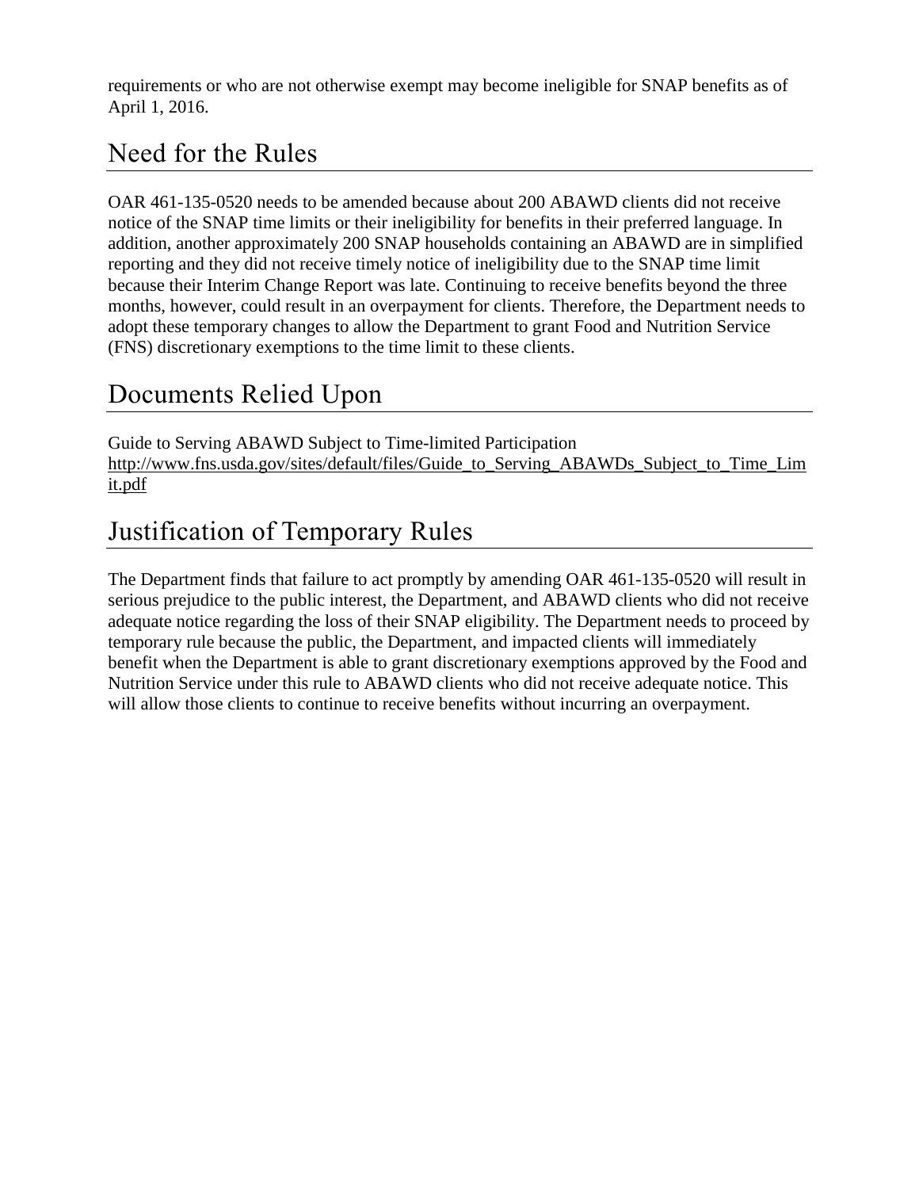requirements or who are not otherwise exempt may become ineligible for SNAP benefits as of April 1, 2016.

## Need for the Rules

OAR 461-135-0520 needs to be amended because about 200 ABAWD clients did not receive notice of the SNAP time limits or their ineligibility for benefits in their preferred language. In addition, another approximately 200 SNAP households containing an ABAWD are in simplified reporting and they did not receive timely notice of ineligibility due to the SNAP time limit because their Interim Change Report was late. Continuing to receive benefits beyond the three months, however, could result in an overpayment for clients. Therefore, the Department needs to adopt these temporary changes to allow the Department to grant Food and Nutrition Service (FNS) discretionary exemptions to the time limit to these clients.

## Documents Relied Upon

Guide to Serving ABAWD Subject to Time-limited Participation
http://www.fns.usda.gov/sites/default/files/Guide_to_Serving_ABAWDs_Subject_to_Time_Limit.pdf

## Justification of Temporary Rules

The Department finds that failure to act promptly by amending OAR 461-135-0520 will result in serious prejudice to the public interest, the Department, and ABAWD clients who did not receive adequate notice regarding the loss of their SNAP eligibility. The Department needs to proceed by temporary rule because the public, the Department, and impacted clients will immediately benefit when the Department is able to grant discretionary exemptions approved by the Food and Nutrition Service under this rule to ABAWD clients who did not receive adequate notice. This will allow those clients to continue to receive benefits without incurring an overpayment.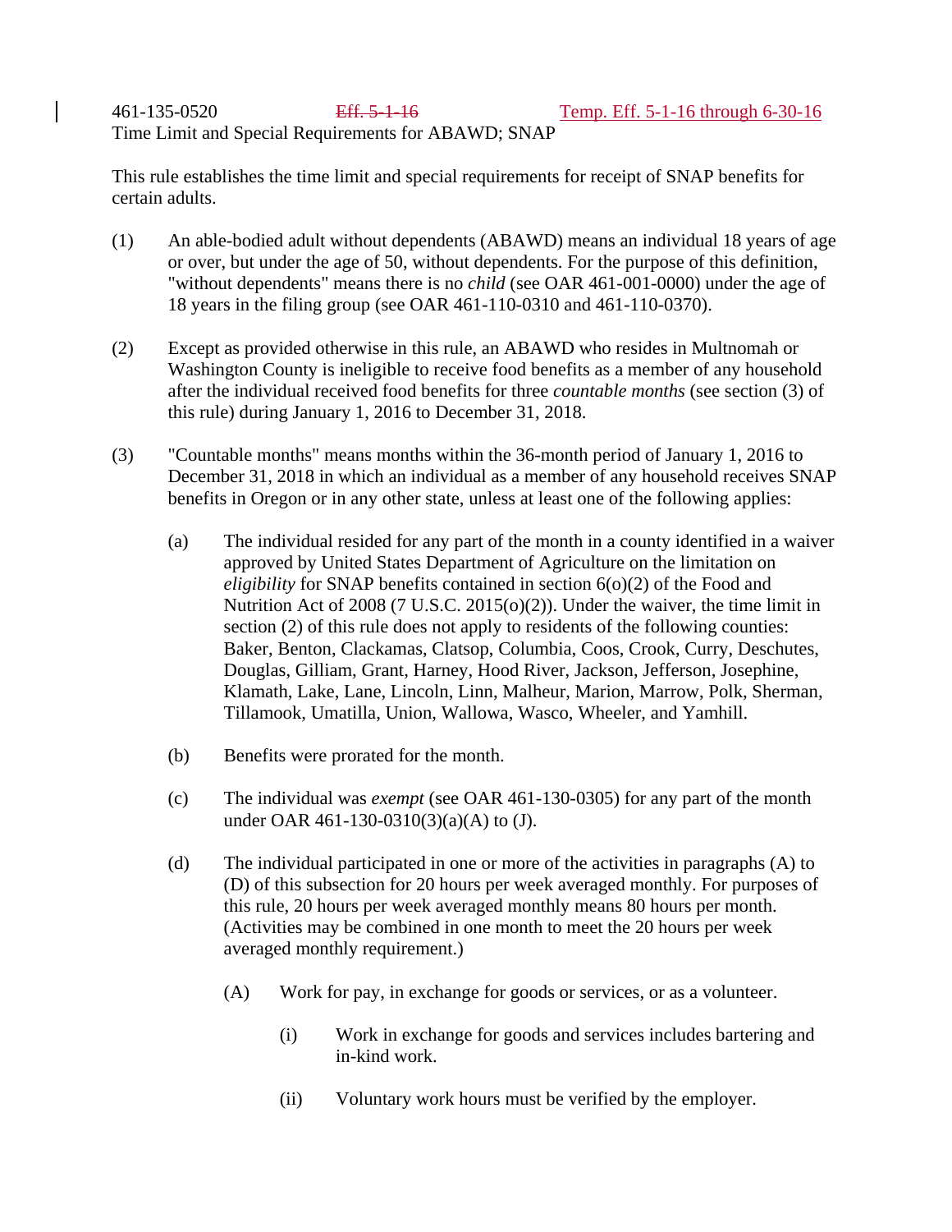461-135-0520 ~~Eff. 5-1-16~~ Temp. Eff. 5-1-16 through 6-30-16

Time Limit and Special Requirements for ABAWD; SNAP

This rule establishes the time limit and special requirements for receipt of SNAP benefits for certain adults.

(1) An able-bodied adult without dependents (ABAWD) means an individual 18 years of age or over, but under the age of 50, without dependents. For the purpose of this definition, "without dependents" means there is no *child* (see OAR 461-001-0000) under the age of 18 years in the filing group (see OAR 461-110-0310 and 461-110-0370).

(2) Except as provided otherwise in this rule, an ABAWD who resides in Multnomah or Washington County is ineligible to receive food benefits as a member of any household after the individual received food benefits for three *countable months* (see section (3) of this rule) during January 1, 2016 to December 31, 2018.

(3) "Countable months" means months within the 36-month period of January 1, 2016 to December 31, 2018 in which an individual as a member of any household receives SNAP benefits in Oregon or in any other state, unless at least one of the following applies:

   (a) The individual resided for any part of the month in a county identified in a waiver approved by United States Department of Agriculture on the limitation on *eligibility* for SNAP benefits contained in section 6(o)(2) of the Food and Nutrition Act of 2008 (7 U.S.C. 2015(o)(2)). Under the waiver, the time limit in section (2) of this rule does not apply to residents of the following counties: Baker, Benton, Clackamas, Clatsop, Columbia, Coos, Crook, Curry, Deschutes, Douglas, Gilliam, Grant, Harney, Hood River, Jackson, Jefferson, Josephine, Klamath, Lake, Lane, Lincoln, Linn, Malheur, Marion, Marrow, Polk, Sherman, Tillamook, Umatilla, Union, Wallowa, Wasco, Wheeler, and Yamhill.

   (b) Benefits were prorated for the month.

   (c) The individual was *exempt* (see OAR 461-130-0305) for any part of the month under OAR 461-130-0310(3)(a)(A) to (J).

   (d) The individual participated in one or more of the activities in paragraphs (A) to (D) of this subsection for 20 hours per week averaged monthly. For purposes of this rule, 20 hours per week averaged monthly means 80 hours per month. (Activities may be combined in one month to meet the 20 hours per week averaged monthly requirement.)

      (A) Work for pay, in exchange for goods or services, or as a volunteer.

         (i) Work in exchange for goods and services includes bartering and in-kind work.

         (ii) Voluntary work hours must be verified by the employer.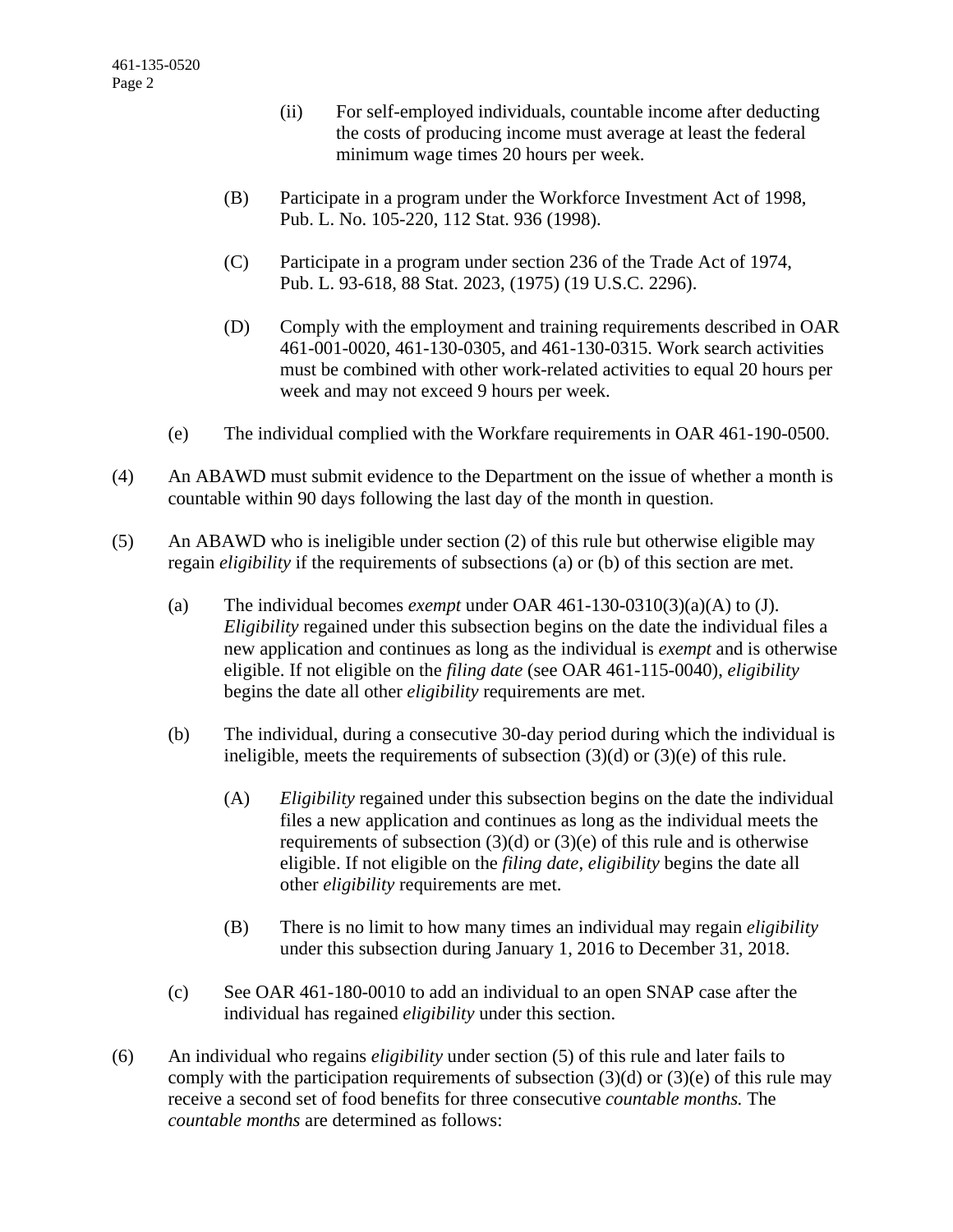(ii) For self-employed individuals, countable income after deducting the costs of producing income must average at least the federal minimum wage times 20 hours per week.

(B) Participate in a program under the Workforce Investment Act of 1998, Pub. L. No. 105-220, 112 Stat. 936 (1998).

(C) Participate in a program under section 236 of the Trade Act of 1974, Pub. L. 93-618, 88 Stat. 2023, (1975) (19 U.S.C. 2296).

(D) Comply with the employment and training requirements described in OAR 461-001-0020, 461-130-0305, and 461-130-0315. Work search activities must be combined with other work-related activities to equal 20 hours per week and may not exceed 9 hours per week.

(e) The individual complied with the Workfare requirements in OAR 461-190-0500.

(4) An ABAWD must submit evidence to the Department on the issue of whether a month is countable within 90 days following the last day of the month in question.

(5) An ABAWD who is ineligible under section (2) of this rule but otherwise eligible may regain *eligibility* if the requirements of subsections (a) or (b) of this section are met.

(a) The individual becomes *exempt* under OAR 461-130-0310(3)(a)(A) to (J). *Eligibility* regained under this subsection begins on the date the individual files a new application and continues as long as the individual is *exempt* and is otherwise eligible. If not eligible on the *filing date* (see OAR 461-115-0040), *eligibility* begins the date all other *eligibility* requirements are met.

(b) The individual, during a consecutive 30-day period during which the individual is ineligible, meets the requirements of subsection (3)(d) or (3)(e) of this rule.

(A) *Eligibility* regained under this subsection begins on the date the individual files a new application and continues as long as the individual meets the requirements of subsection (3)(d) or (3)(e) of this rule and is otherwise eligible. If not eligible on the *filing date*, *eligibility* begins the date all other *eligibility* requirements are met.

(B) There is no limit to how many times an individual may regain *eligibility* under this subsection during January 1, 2016 to December 31, 2018.

(c) See OAR 461-180-0010 to add an individual to an open SNAP case after the individual has regained *eligibility* under this section.

(6) An individual who regains *eligibility* under section (5) of this rule and later fails to comply with the participation requirements of subsection (3)(d) or (3)(e) of this rule may receive a second set of food benefits for three consecutive *countable months.* The *countable months* are determined as follows: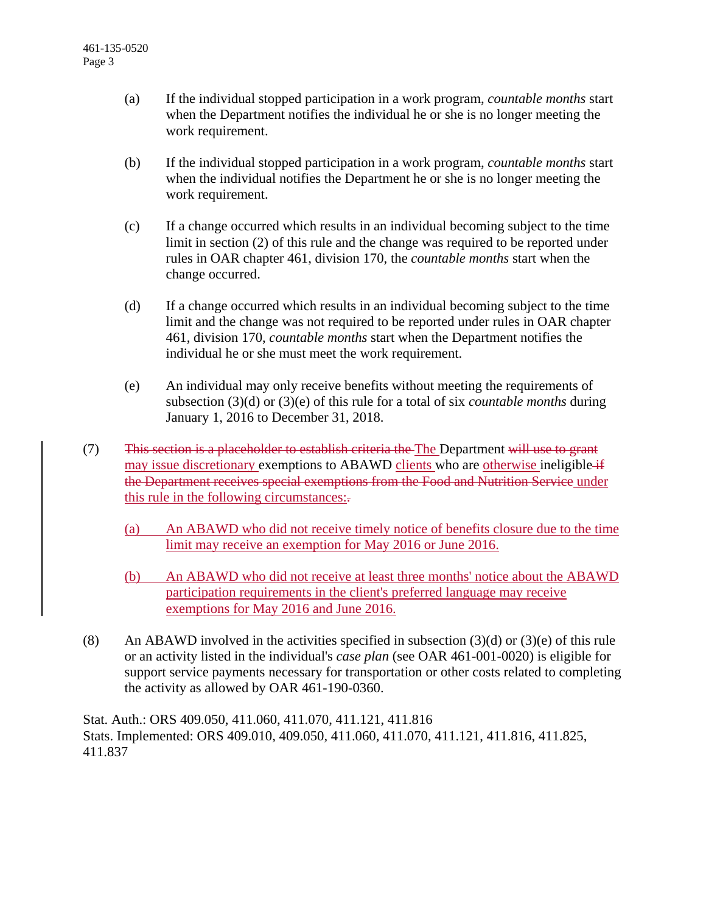(a) If the individual stopped participation in a work program, *countable months* start when the Department notifies the individual he or she is no longer meeting the work requirement.

(b) If the individual stopped participation in a work program, *countable months* start when the individual notifies the Department he or she is no longer meeting the work requirement.

(c) If a change occurred which results in an individual becoming subject to the time limit in section (2) of this rule and the change was required to be reported under rules in OAR chapter 461, division 170, the *countable months* start when the change occurred.

(d) If a change occurred which results in an individual becoming subject to the time limit and the change was not required to be reported under rules in OAR chapter 461, division 170, *countable months* start when the Department notifies the individual he or she must meet the work requirement.

(e) An individual may only receive benefits without meeting the requirements of subsection (3)(d) or (3)(e) of this rule for a total of six *countable months* during January 1, 2016 to December 31, 2018.

(7) ~~This section is a placeholder to establish criteria the~~ The Department ~~will use to grant~~ may issue discretionary exemptions to ABAWD clients who are otherwise ineligible ~~if the Department receives special exemptions from the Food and Nutrition Service~~ under this rule in the following circumstances:~~.~~

(a) An ABAWD who did not receive timely notice of benefits closure due to the time limit may receive an exemption for May 2016 or June 2016.

(b) An ABAWD who did not receive at least three months' notice about the ABAWD participation requirements in the client's preferred language may receive exemptions for May 2016 and June 2016.

(8) An ABAWD involved in the activities specified in subsection (3)(d) or (3)(e) of this rule or an activity listed in the individual's *case plan* (see OAR 461-001-0020) is eligible for support service payments necessary for transportation or other costs related to completing the activity as allowed by OAR 461-190-0360.

Stat. Auth.: ORS 409.050, 411.060, 411.070, 411.121, 411.816
Stats. Implemented: ORS 409.010, 409.050, 411.060, 411.070, 411.121, 411.816, 411.825, 411.837